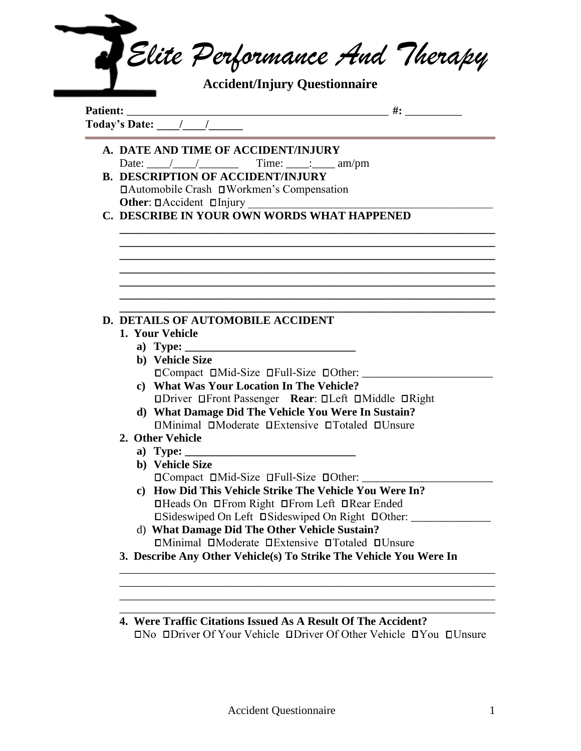# *Elite Performance And Therapy*

## Accident/Injury Questionnaire

**Patient:** _______________________________________________ **#:** __________
**Today's Date:** ____/____/______

**A. DATE AND TIME OF ACCIDENT/INJURY**

Date: ____/____/_______ Time: ____:____ am/pm

**B. DESCRIPTION OF ACCIDENT/INJURY**

☐Automobile Crash ☐Workmen's Compensation

**Other**: ☐Accident ☐Injury ___________________________________________

**C. DESCRIBE IN YOUR OWN WORDS WHAT HAPPENED**

_____________________________________________________________________
_____________________________________________________________________
_____________________________________________________________________
_____________________________________________________________________
_____________________________________________________________________
_____________________________________________________________________
_____________________________________________________________________

**D. DETAILS OF AUTOMOBILE ACCIDENT**

**1. Your Vehicle**

**a) Type:** ______________________________

**b) Vehicle Size**

☐Compact ☐Mid-Size ☐Full-Size ☐Other: _______________________

**c) What Was Your Location In The Vehicle?**

☐Driver ☐Front Passenger **Rear**: ☐Left ☐Middle ☐Right

**d) What Damage Did The Vehicle You Were In Sustain?**

☐Minimal ☐Moderate ☐Extensive ☐Totaled ☐Unsure

**2. Other Vehicle**

**a) Type:** ______________________________

**b) Vehicle Size**

☐Compact ☐Mid-Size ☐Full-Size ☐Other: _______________________

**c) How Did This Vehicle Strike The Vehicle You Were In?**

☐Heads On ☐From Right ☐From Left ☐Rear Ended

☐Sideswiped On Left ☐Sideswiped On Right ☐Other: ______________

d) **What Damage Did The Other Vehicle Sustain?**

☐Minimal ☐Moderate ☐Extensive ☐Totaled ☐Unsure

**3. Describe Any Other Vehicle(s) To Strike The Vehicle You Were In**

_____________________________________________________________________
_____________________________________________________________________
_____________________________________________________________________
_____________________________________________________________________

**4. Were Traffic Citations Issued As A Result Of The Accident?**

☐No ☐Driver Of Your Vehicle ☐Driver Of Other Vehicle ☐You ☐Unsure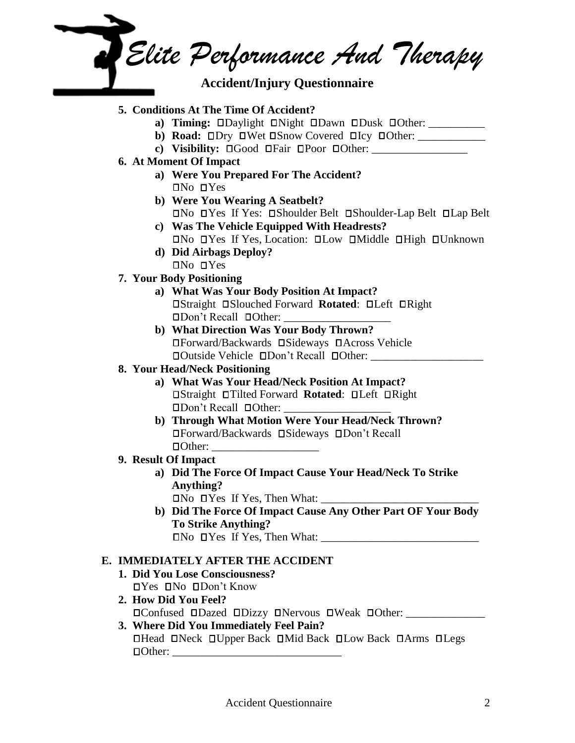# *Elite Performance And Therapy*

## Accident/Injury Questionnaire

5. **Conditions At The Time Of Accident?**
   - a) **Timing:** ☐Daylight ☐Night ☐Dawn ☐Dusk ☐Other: __________
   - b) **Road:** ☐Dry ☐Wet ☐Snow Covered ☐Icy ☐Other: ____________
   - c) **Visibility:** ☐Good ☐Fair ☐Poor ☐Other: _________________
6. **At Moment Of Impact**
   - a) **Were You Prepared For The Accident?**
     ☐No ☐Yes
   - b) **Were You Wearing A Seatbelt?**
     ☐No ☐Yes If Yes: ☐Shoulder Belt ☐Shoulder-Lap Belt ☐Lap Belt
   - c) **Was The Vehicle Equipped With Headrests?**
     ☐No ☐Yes If Yes, Location: ☐Low ☐Middle ☐High ☐Unknown
   - d) **Did Airbags Deploy?**
     ☐No ☐Yes
7. **Your Body Positioning**
   - a) **What Was Your Body Position At Impact?**
     ☐Straight ☐Slouched Forward **Rotated**: ☐Left ☐Right
     ☐Don't Recall ☐Other: ___________________
   - b) **What Direction Was Your Body Thrown?**
     ☐Forward/Backwards ☐Sideways ☐Across Vehicle
     ☐Outside Vehicle ☐Don't Recall ☐Other: ____________________
8. **Your Head/Neck Positioning**
   - a) **What Was Your Head/Neck Position At Impact?**
     ☐Straight ☐Tilted Forward **Rotated**: ☐Left ☐Right
     ☐Don't Recall ☐Other: ___________________
   - b) **Through What Motion Were Your Head/Neck Thrown?**
     ☐Forward/Backwards ☐Sideways ☐Don't Recall
     ☐Other: ___________________
9. **Result Of Impact**
   - a) **Did The Force Of Impact Cause Your Head/Neck To Strike Anything?**
     ☐No ☐Yes If Yes, Then What: ____________________________
   - b) **Did The Force Of Impact Cause Any Other Part OF Your Body To Strike Anything?**
     ☐No ☐Yes If Yes, Then What: ____________________________

## E. IMMEDIATELY AFTER THE ACCIDENT

1. **Did You Lose Consciousness?**
   ☐Yes ☐No ☐Don't Know
2. **How Did You Feel?**
   ☐Confused ☐Dazed ☐Dizzy ☐Nervous ☐Weak ☐Other: ______________
3. **Where Did You Immediately Feel Pain?**
   ☐Head ☐Neck ☐Upper Back ☐Mid Back ☐Low Back ☐Arms ☐Legs
   ☐Other: ______________________________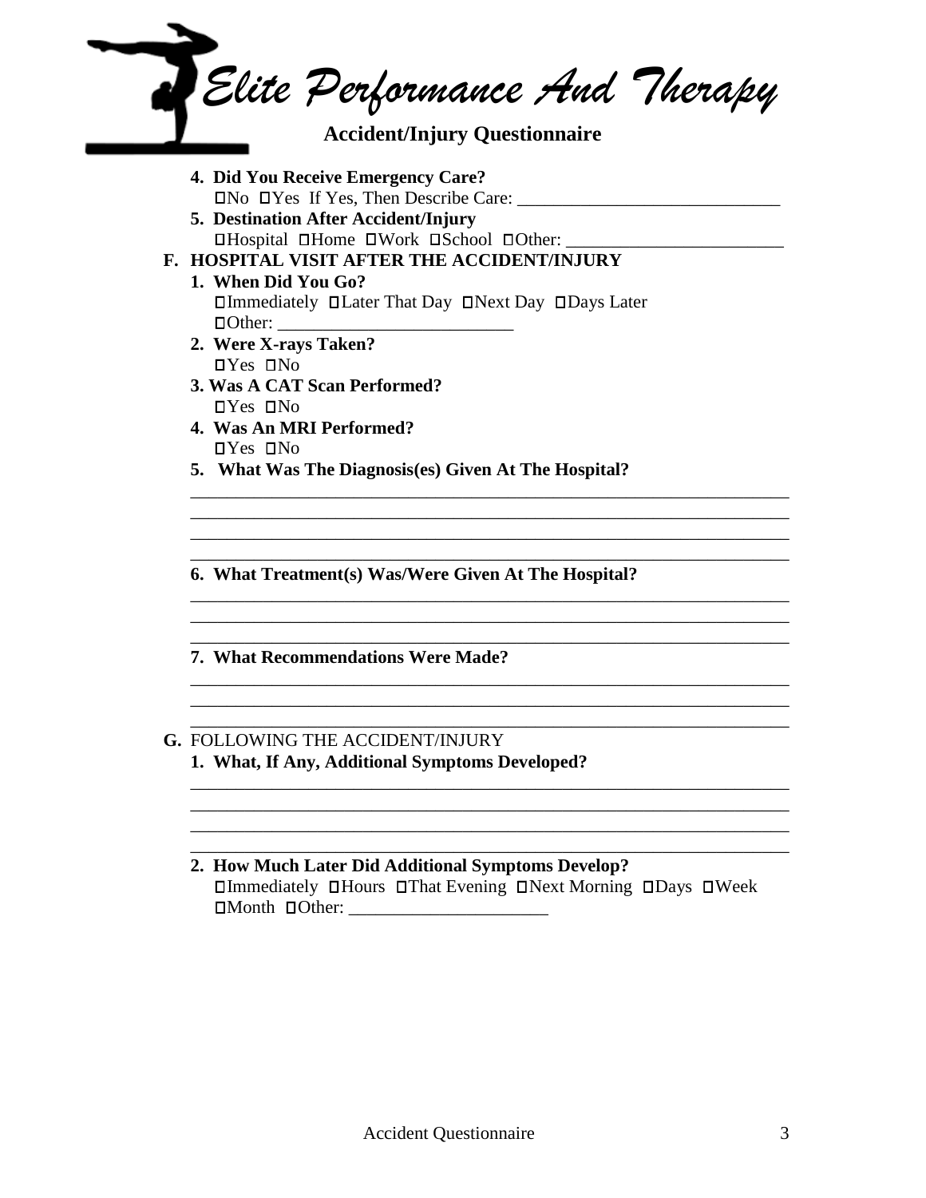# *Elite Performance And Therapy*

## Accident/Injury Questionnaire

4. **Did You Receive Emergency Care?**
   ☐No ☐Yes If Yes, Then Describe Care: ______________________________
5. **Destination After Accident/Injury**
   ☐Hospital ☐Home ☐Work ☐School ☐Other: ________________________

**F. HOSPITAL VISIT AFTER THE ACCIDENT/INJURY**

1. **When Did You Go?**
   ☐Immediately ☐Later That Day ☐Next Day ☐Days Later
   ☐Other: __________________________
2. **Were X-rays Taken?**
   ☐Yes ☐No
3. **Was A CAT Scan Performed?**
   ☐Yes ☐No
4. **Was An MRI Performed?**
   ☐Yes ☐No
5. **What Was The Diagnosis(es) Given At The Hospital?**
   ____________________________________________________________________
   ____________________________________________________________________
   ____________________________________________________________________
   ____________________________________________________________________
6. **What Treatment(s) Was/Were Given At The Hospital?**
   ____________________________________________________________________
   ____________________________________________________________________
   ____________________________________________________________________
7. **What Recommendations Were Made?**
   ____________________________________________________________________
   ____________________________________________________________________
   ____________________________________________________________________

**G.** FOLLOWING THE ACCIDENT/INJURY

1. **What, If Any, Additional Symptoms Developed?**
   ____________________________________________________________________
   ____________________________________________________________________
   ____________________________________________________________________
   ____________________________________________________________________
2. **How Much Later Did Additional Symptoms Develop?**
   ☐Immediately ☐Hours ☐That Evening ☐Next Morning ☐Days ☐Week
   ☐Month ☐Other: ______________________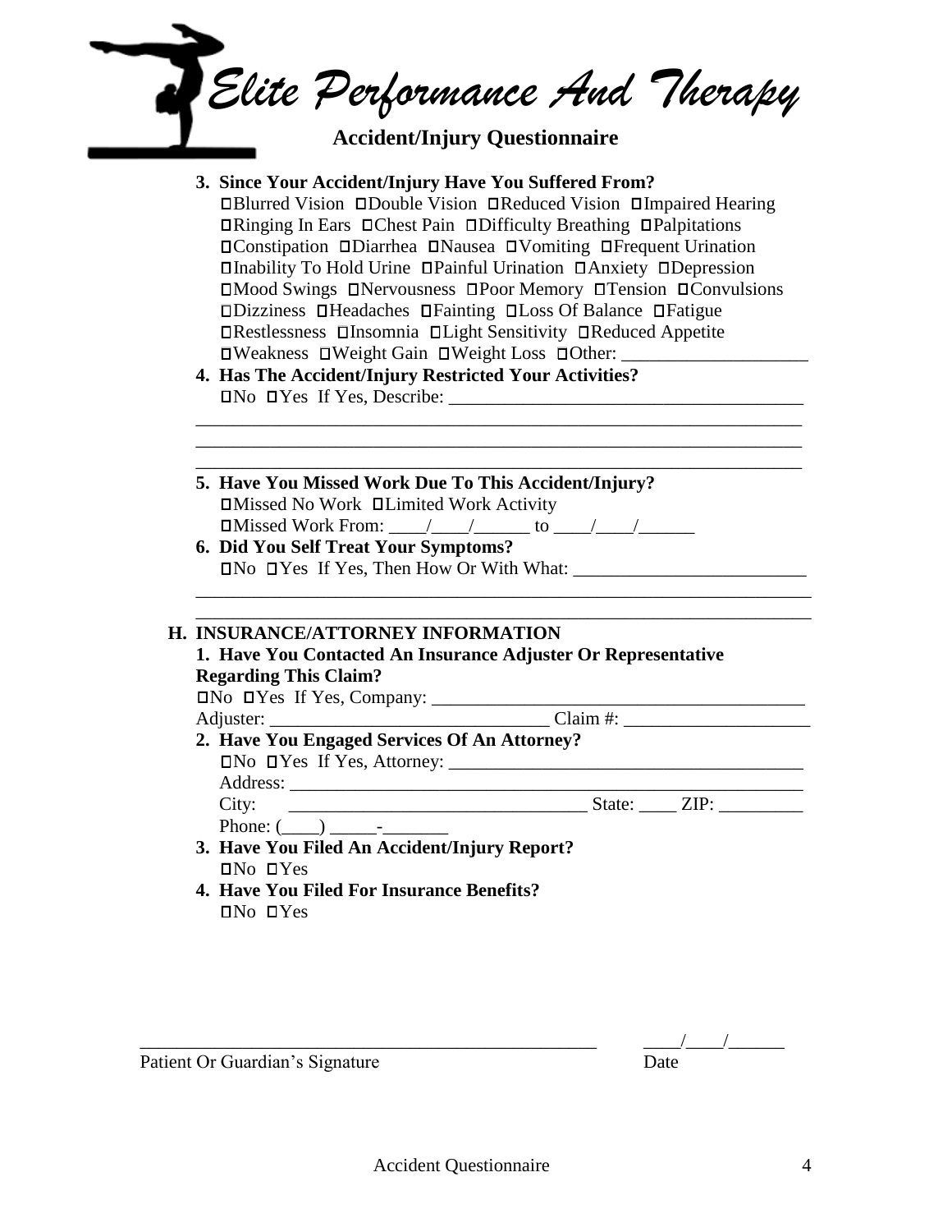# *Elite Performance And Therapy*

## Accident/Injury Questionnaire

**3. Since Your Accident/Injury Have You Suffered From?**

☐Blurred Vision ☐Double Vision ☐Reduced Vision ☐Impaired Hearing
☐Ringing In Ears ☐Chest Pain ☐Difficulty Breathing ☐Palpitations
☐Constipation ☐Diarrhea ☐Nausea ☐Vomiting ☐Frequent Urination
☐Inability To Hold Urine ☐Painful Urination ☐Anxiety ☐Depression
☐Mood Swings ☐Nervousness ☐Poor Memory ☐Tension ☐Convulsions
☐Dizziness ☐Headaches ☐Fainting ☐Loss Of Balance ☐Fatigue
☐Restlessness ☐Insomnia ☐Light Sensitivity ☐Reduced Appetite
☐Weakness ☐Weight Gain ☐Weight Loss ☐Other: ____________________

**4. Has The Accident/Injury Restricted Your Activities?**

☐No ☐Yes If Yes, Describe: ______________________________________

_________________________________________________________________

_________________________________________________________________

_________________________________________________________________

**5. Have You Missed Work Due To This Accident/Injury?**

☐Missed No Work ☐Limited Work Activity
☐Missed Work From: ____/____/______ to ____/____/______

**6. Did You Self Treat Your Symptoms?**

☐No ☐Yes If Yes, Then How Or With What: _________________________

_________________________________________________________________

_________________________________________________________________

## H. INSURANCE/ATTORNEY INFORMATION

**1. Have You Contacted An Insurance Adjuster Or Representative Regarding This Claim?**

☐No ☐Yes If Yes, Company: ________________________________________
Adjuster: ______________________________ Claim #: ____________________

**2. Have You Engaged Services Of An Attorney?**

☐No ☐Yes If Yes, Attorney: ______________________________________
Address: _______________________________________________________
City: ________________________________ State: ____ ZIP: _________
Phone: (____) _____-_______

**3. Have You Filed An Accident/Injury Report?**

☐No ☐Yes

**4. Have You Filed For Insurance Benefits?**

☐No ☐Yes

__________________________________________________ ____/____/______
Patient Or Guardian's Signature Date